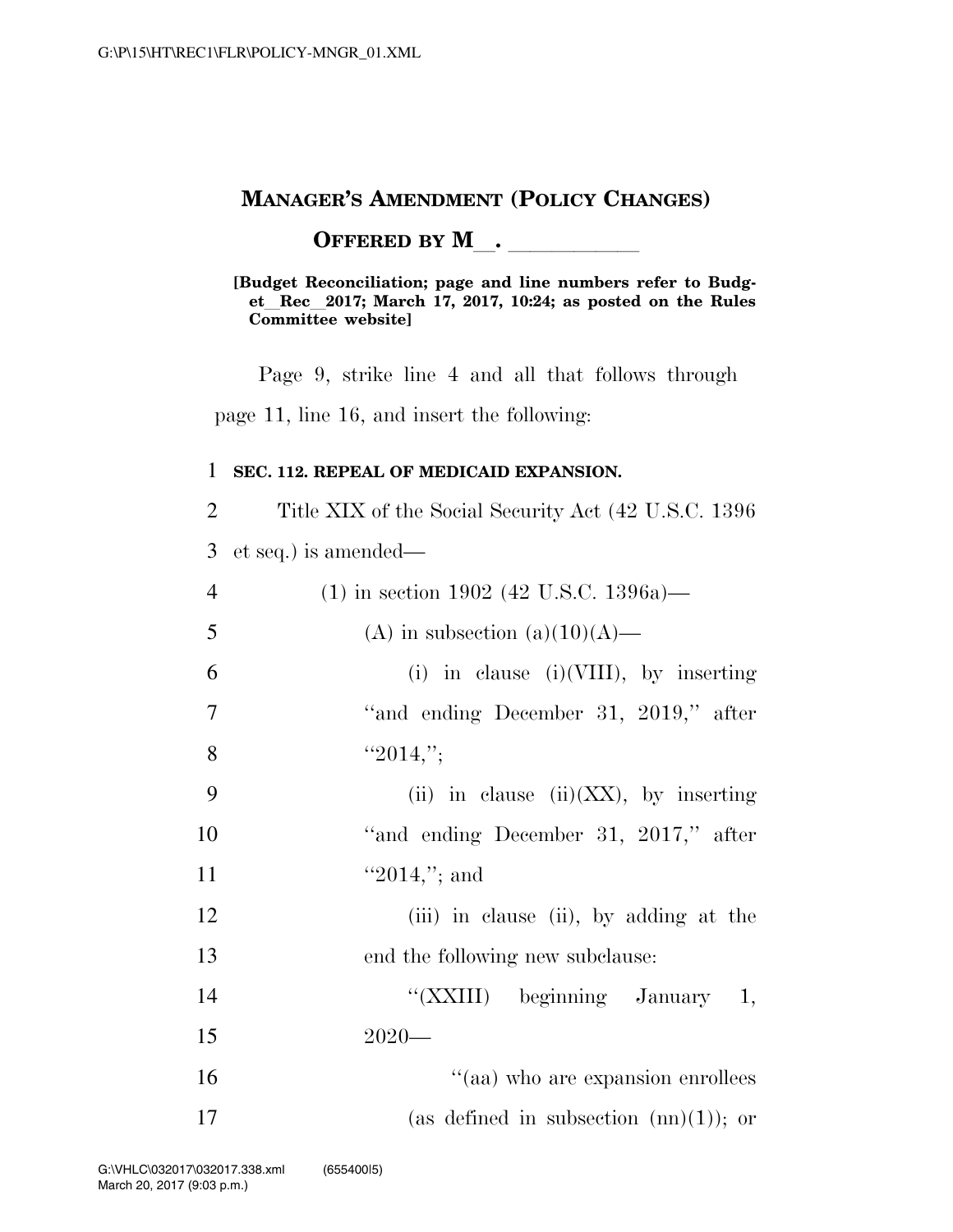# MANAGER'S AMENDMENT (POLICY CHANGES)

## OFFERED BY M\_\_. \_\_\_\_\_\_\_\_\_\_\_

**[Budget Reconciliation; page and line numbers refer to Budget_Rec_2017; March 17, 2017, 10:24; as posted on the Rules Committee website]**

Page 9, strike line 4 and all that follows through page 11, line 16, and insert the following:

1 **SEC. 112. REPEAL OF MEDICAID EXPANSION.**

2 Title XIX of the Social Security Act (42 U.S.C. 1396
3 et seq.) is amended—

4 (1) in section 1902 (42 U.S.C. 1396a)—

5 (A) in subsection (a)(10)(A)—

6 (i) in clause (i)(VIII), by inserting
7 "and ending December 31, 2019," after
8 "2014,";

9 (ii) in clause (ii)(XX), by inserting
10 "and ending December 31, 2017," after
11 "2014,"; and

12 (iii) in clause (ii), by adding at the
13 end the following new subclause:

14 "(XXIII) beginning January 1,
15 2020—

16 "(aa) who are expansion enrollees
17 (as defined in subsection (nn)(1)); or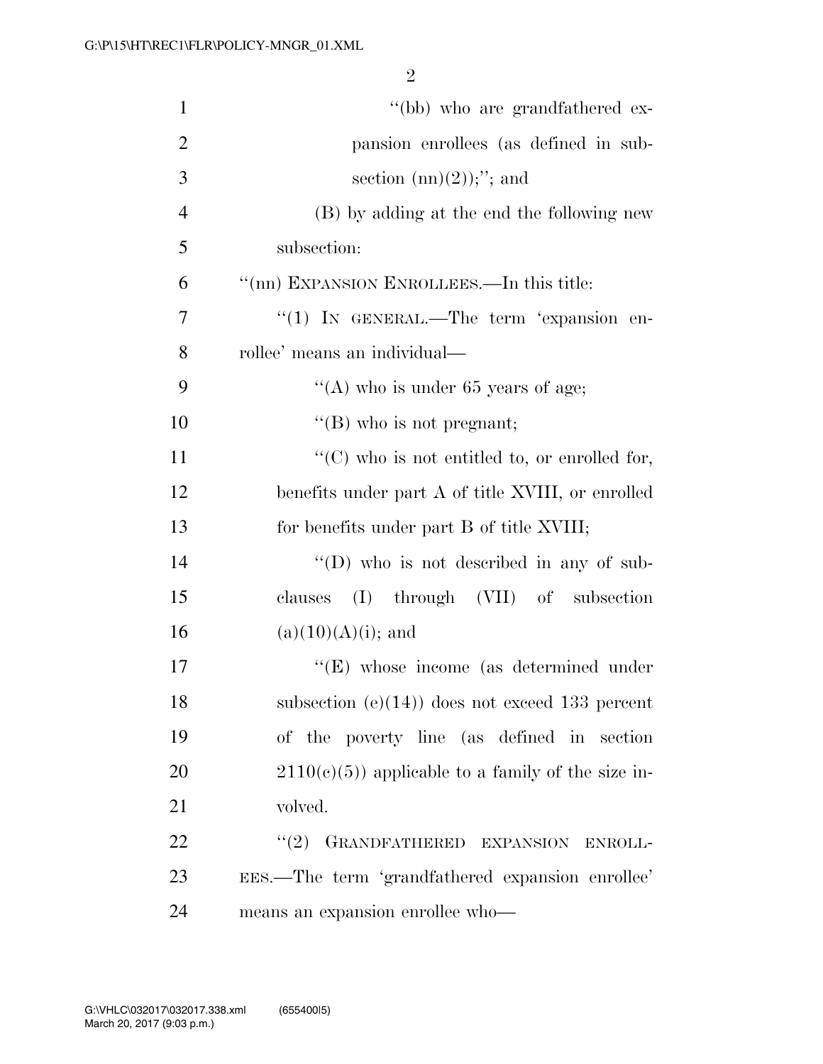"(bb) who are grandfathered expansion enrollees (as defined in subsection (nn)(2));"; and

(B) by adding at the end the following new subsection:

"(nn) EXPANSION ENROLLEES.—In this title:

"(1) IN GENERAL.—The term 'expansion enrollee' means an individual—

"(A) who is under 65 years of age;

"(B) who is not pregnant;

"(C) who is not entitled to, or enrolled for, benefits under part A of title XVIII, or enrolled for benefits under part B of title XVIII;

"(D) who is not described in any of subclauses (I) through (VII) of subsection (a)(10)(A)(i); and

"(E) whose income (as determined under subsection (e)(14)) does not exceed 133 percent of the poverty line (as defined in section 2110(c)(5)) applicable to a family of the size involved.

"(2) GRANDFATHERED EXPANSION ENROLLEES.—The term 'grandfathered expansion enrollee' means an expansion enrollee who—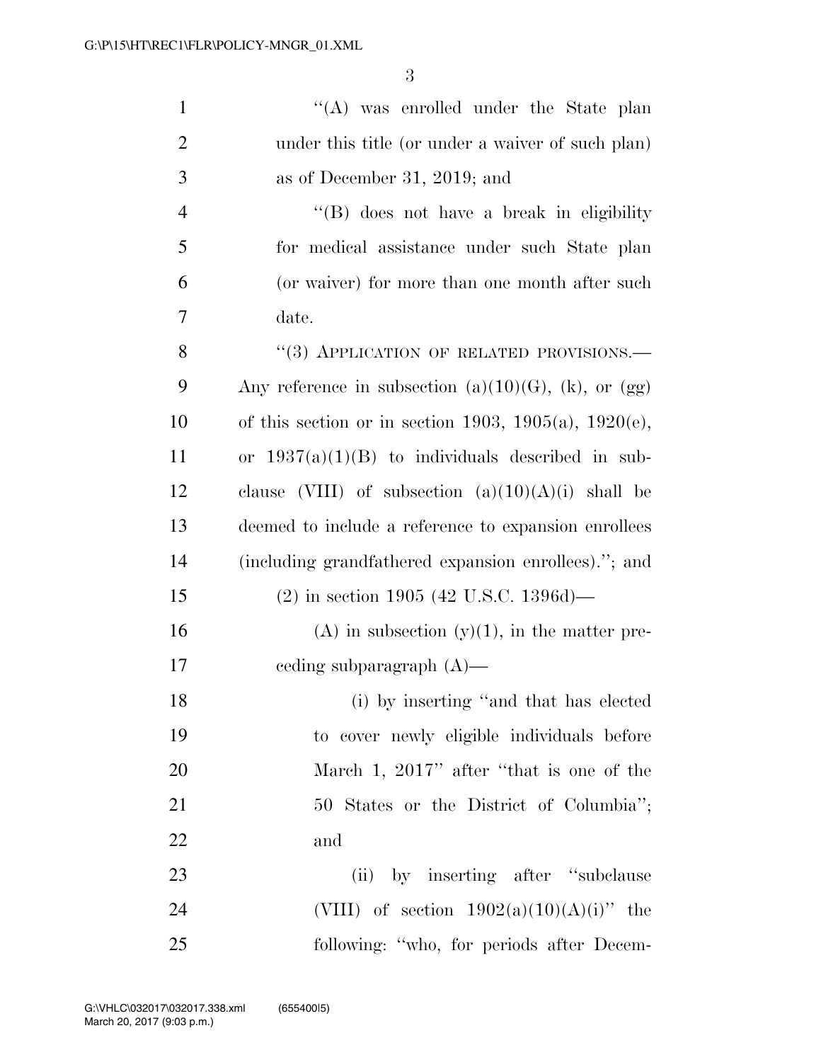"(A) was enrolled under the State plan under this title (or under a waiver of such plan) as of December 31, 2019; and

"(B) does not have a break in eligibility for medical assistance under such State plan (or waiver) for more than one month after such date.

"(3) APPLICATION OF RELATED PROVISIONS.— Any reference in subsection (a)(10)(G), (k), or (gg) of this section or in section 1903, 1905(a), 1920(e), or 1937(a)(1)(B) to individuals described in subclause (VIII) of subsection (a)(10)(A)(i) shall be deemed to include a reference to expansion enrollees (including grandfathered expansion enrollees)."; and

(2) in section 1905 (42 U.S.C. 1396d)—

(A) in subsection (y)(1), in the matter preceding subparagraph (A)—

(i) by inserting "and that has elected to cover newly eligible individuals before March 1, 2017" after "that is one of the 50 States or the District of Columbia"; and

(ii) by inserting after "subclause (VIII) of section 1902(a)(10)(A)(i)" the following: "who, for periods after Decem-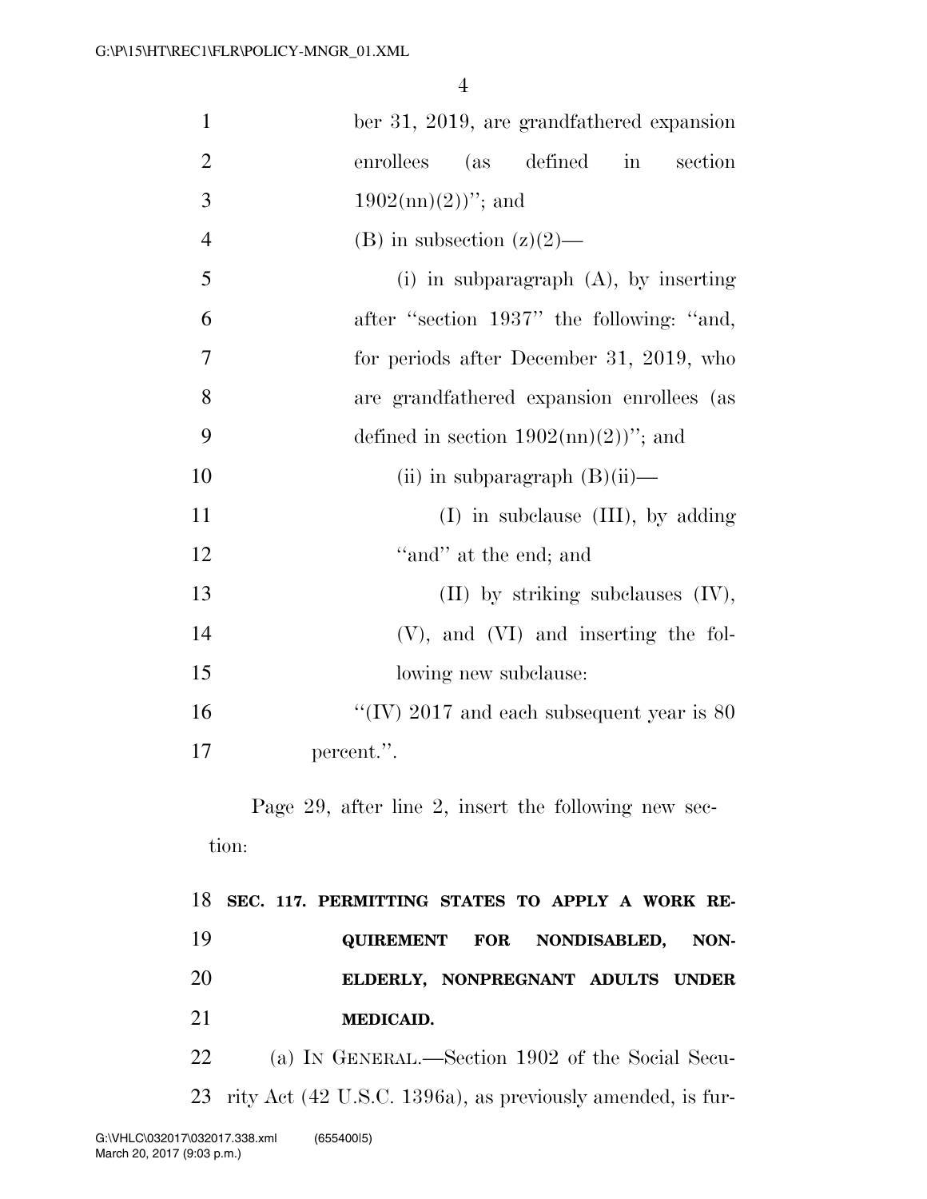ber 31, 2019, are grandfathered expansion enrollees (as defined in section 1902(nn)(2))''; and

(B) in subsection (z)(2)—

(i) in subparagraph (A), by inserting after ''section 1937'' the following: ''and, for periods after December 31, 2019, who are grandfathered expansion enrollees (as defined in section 1902(nn)(2))''; and

(ii) in subparagraph (B)(ii)—

(I) in subclause (III), by adding ''and'' at the end; and

(II) by striking subclauses (IV), (V), and (VI) and inserting the following new subclause:

''(IV) 2017 and each subsequent year is 80 percent.''.

Page 29, after line 2, insert the following new section:

**SEC. 117. PERMITTING STATES TO APPLY A WORK REQUIREMENT FOR NONDISABLED, NONELDERLY, NONPREGNANT ADULTS UNDER MEDICAID.**

(a) IN GENERAL.—Section 1902 of the Social Security Act (42 U.S.C. 1396a), as previously amended, is fur-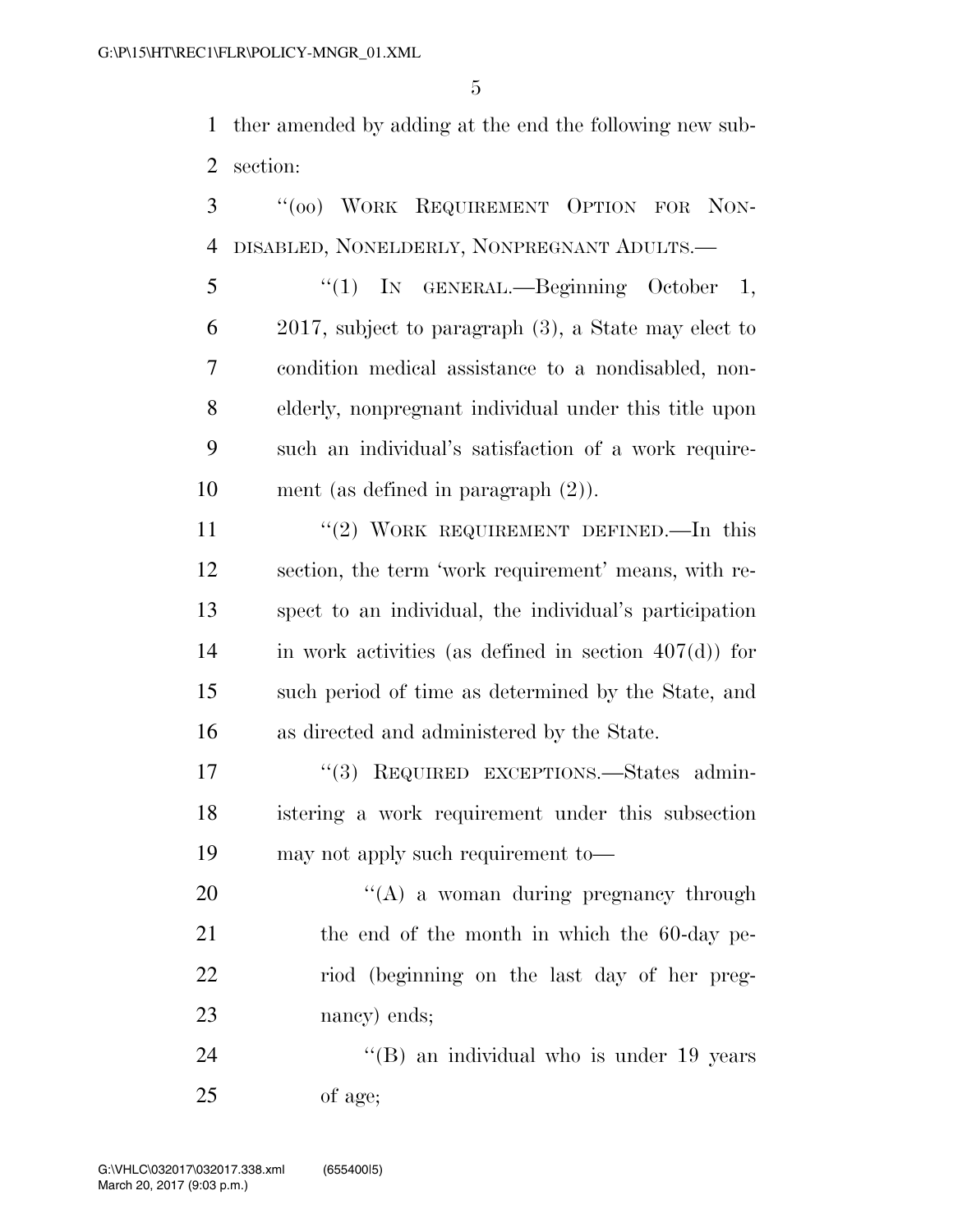ther amended by adding at the end the following new subsection:

"(oo) WORK REQUIREMENT OPTION FOR NONDISABLED, NONELDERLY, NONPREGNANT ADULTS.—

"(1) IN GENERAL.—Beginning October 1, 2017, subject to paragraph (3), a State may elect to condition medical assistance to a nondisabled, nonelderly, nonpregnant individual under this title upon such an individual's satisfaction of a work requirement (as defined in paragraph (2)).

"(2) WORK REQUIREMENT DEFINED.—In this section, the term 'work requirement' means, with respect to an individual, the individual's participation in work activities (as defined in section 407(d)) for such period of time as determined by the State, and as directed and administered by the State.

"(3) REQUIRED EXCEPTIONS.—States administering a work requirement under this subsection may not apply such requirement to—

"(A) a woman during pregnancy through the end of the month in which the 60-day period (beginning on the last day of her pregnancy) ends;

"(B) an individual who is under 19 years of age;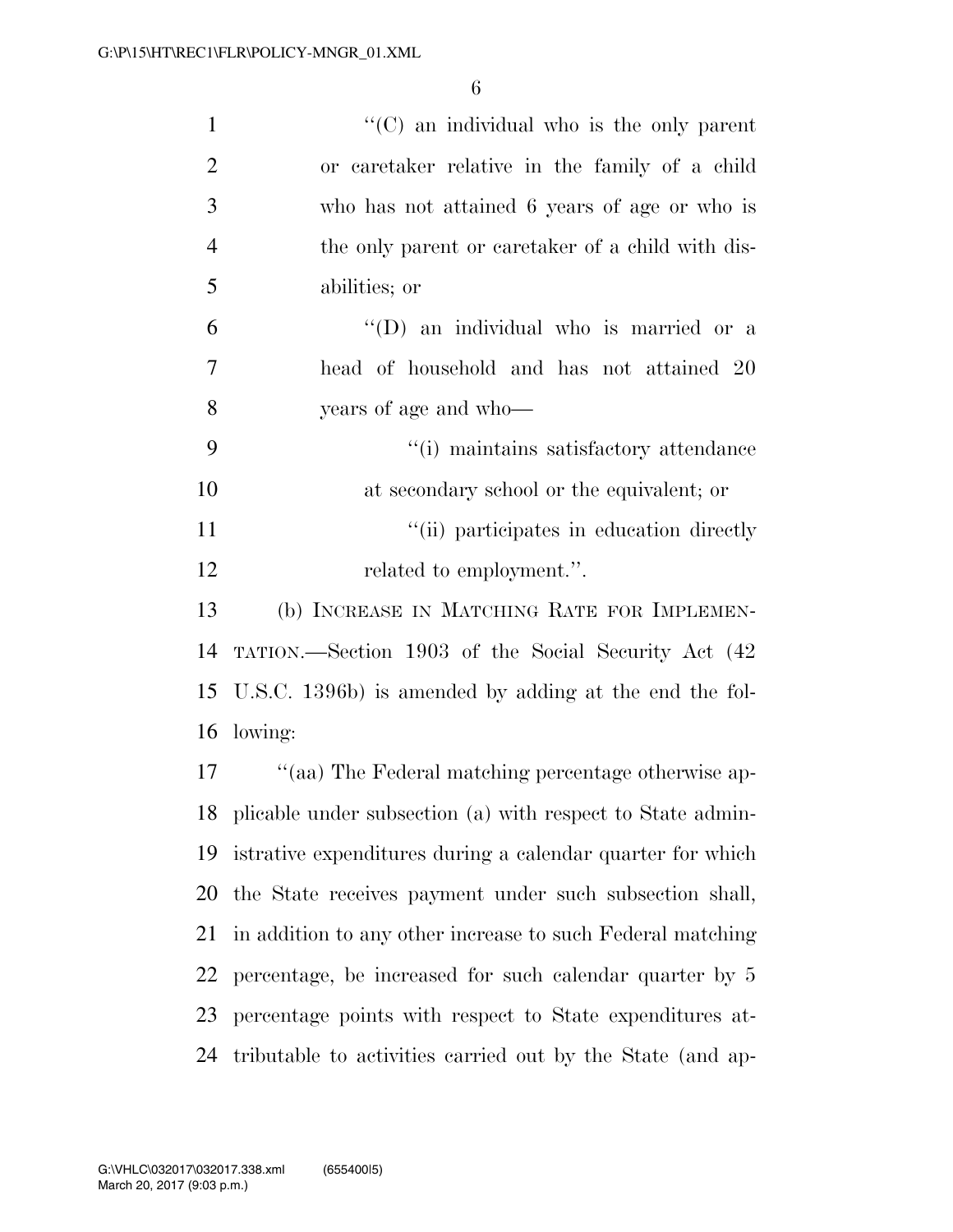"(C) an individual who is the only parent or caretaker relative in the family of a child who has not attained 6 years of age or who is the only parent or caretaker of a child with disabilities; or

"(D) an individual who is married or a head of household and has not attained 20 years of age and who—

"(i) maintains satisfactory attendance at secondary school or the equivalent; or

"(ii) participates in education directly related to employment.".

(b) INCREASE IN MATCHING RATE FOR IMPLEMENTATION.—Section 1903 of the Social Security Act (42 U.S.C. 1396b) is amended by adding at the end the following:

"(aa) The Federal matching percentage otherwise applicable under subsection (a) with respect to State administrative expenditures during a calendar quarter for which the State receives payment under such subsection shall, in addition to any other increase to such Federal matching percentage, be increased for such calendar quarter by 5 percentage points with respect to State expenditures attributable to activities carried out by the State (and ap-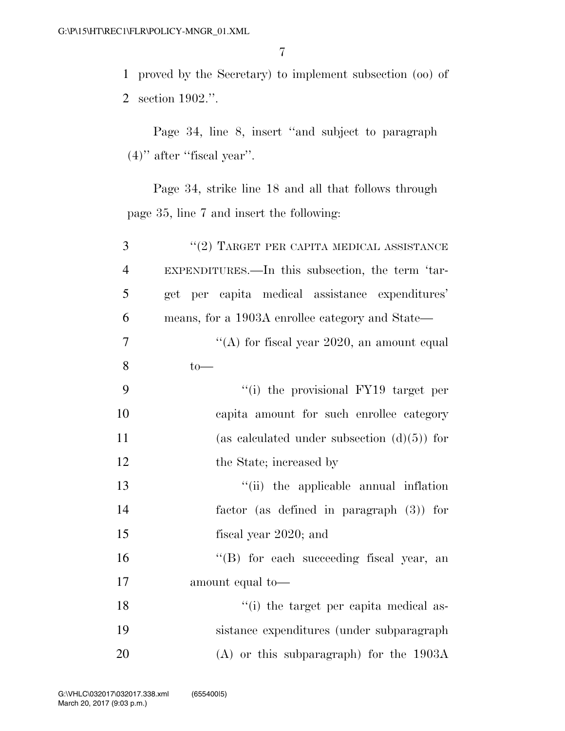1 proved by the Secretary) to implement subsection (oo) of
2 section 1902.''.

Page 34, line 8, insert ''and subject to paragraph (4)'' after ''fiscal year''.

Page 34, strike line 18 and all that follows through page 35, line 7 and insert the following:

3 ''(2) TARGET PER CAPITA MEDICAL ASSISTANCE
4 EXPENDITURES.—In this subsection, the term 'tar-
5 get per capita medical assistance expenditures'
6 means, for a 1903A enrollee category and State—
7 ''(A) for fiscal year 2020, an amount equal
8 to—
9 ''(i) the provisional FY19 target per
10 capita amount for such enrollee category
11 (as calculated under subsection (d)(5)) for
12 the State; increased by
13 ''(ii) the applicable annual inflation
14 factor (as defined in paragraph (3)) for
15 fiscal year 2020; and
16 ''(B) for each succeeding fiscal year, an
17 amount equal to—
18 ''(i) the target per capita medical as-
19 sistance expenditures (under subparagraph
20 (A) or this subparagraph) for the 1903A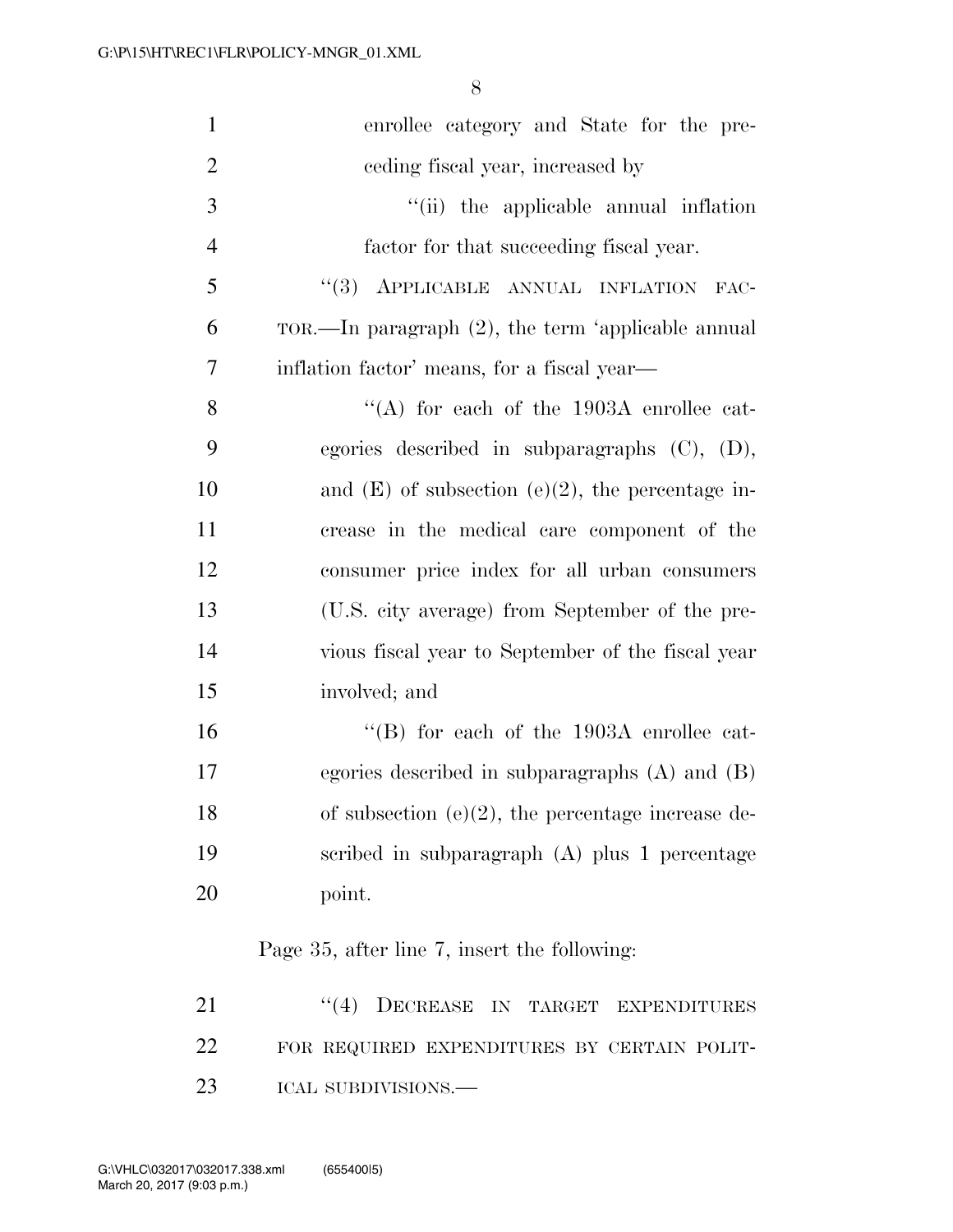enrollee category and State for the preceding fiscal year, increased by

"(ii) the applicable annual inflation factor for that succeeding fiscal year.

"(3) APPLICABLE ANNUAL INFLATION FACTOR.—In paragraph (2), the term 'applicable annual inflation factor' means, for a fiscal year—

"(A) for each of the 1903A enrollee categories described in subparagraphs (C), (D), and (E) of subsection (e)(2), the percentage increase in the medical care component of the consumer price index for all urban consumers (U.S. city average) from September of the previous fiscal year to September of the fiscal year involved; and

"(B) for each of the 1903A enrollee categories described in subparagraphs (A) and (B) of subsection (e)(2), the percentage increase described in subparagraph (A) plus 1 percentage point.

Page 35, after line 7, insert the following:

"(4) DECREASE IN TARGET EXPENDITURES FOR REQUIRED EXPENDITURES BY CERTAIN POLITICAL SUBDIVISIONS.—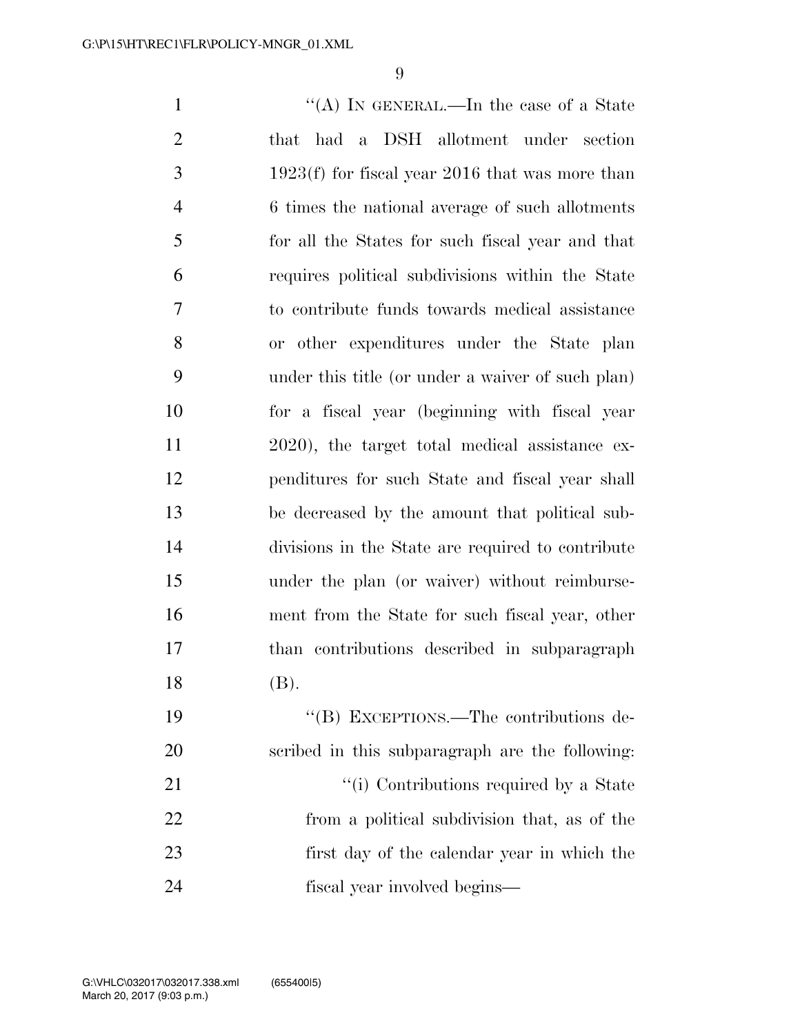"(A) IN GENERAL.—In the case of a State that had a DSH allotment under section 1923(f) for fiscal year 2016 that was more than 6 times the national average of such allotments for all the States for such fiscal year and that requires political subdivisions within the State to contribute funds towards medical assistance or other expenditures under the State plan under this title (or under a waiver of such plan) for a fiscal year (beginning with fiscal year 2020), the target total medical assistance expenditures for such State and fiscal year shall be decreased by the amount that political subdivisions in the State are required to contribute under the plan (or waiver) without reimbursement from the State for such fiscal year, other than contributions described in subparagraph (B).

"(B) EXCEPTIONS.—The contributions described in this subparagraph are the following:

"(i) Contributions required by a State from a political subdivision that, as of the first day of the calendar year in which the fiscal year involved begins—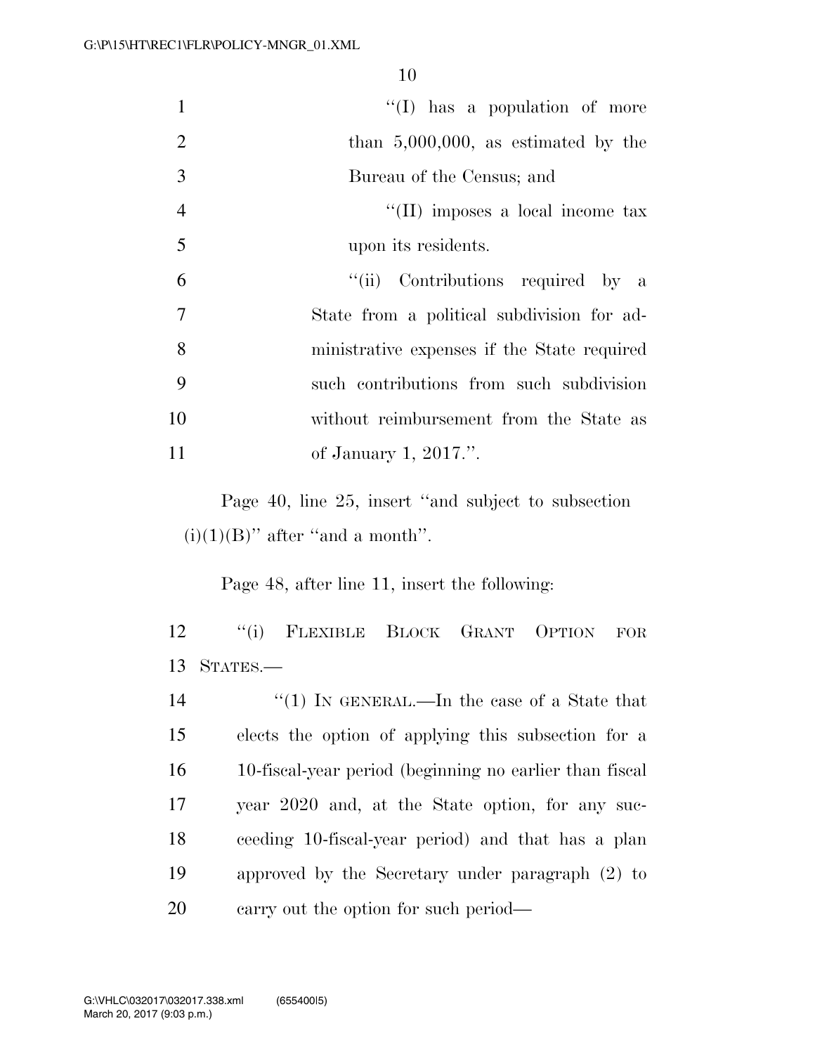''(I) has a population of more than 5,000,000, as estimated by the Bureau of the Census; and

''(II) imposes a local income tax upon its residents.

''(ii) Contributions required by a State from a political subdivision for administrative expenses if the State required such contributions from such subdivision without reimbursement from the State as of January 1, 2017.''.

Page 40, line 25, insert ''and subject to subsection (i)(1)(B)'' after ''and a month''.

Page 48, after line 11, insert the following:

''(i) FLEXIBLE BLOCK GRANT OPTION FOR STATES.—

''(1) IN GENERAL.—In the case of a State that elects the option of applying this subsection for a 10-fiscal-year period (beginning no earlier than fiscal year 2020 and, at the State option, for any succeeding 10-fiscal-year period) and that has a plan approved by the Secretary under paragraph (2) to carry out the option for such period—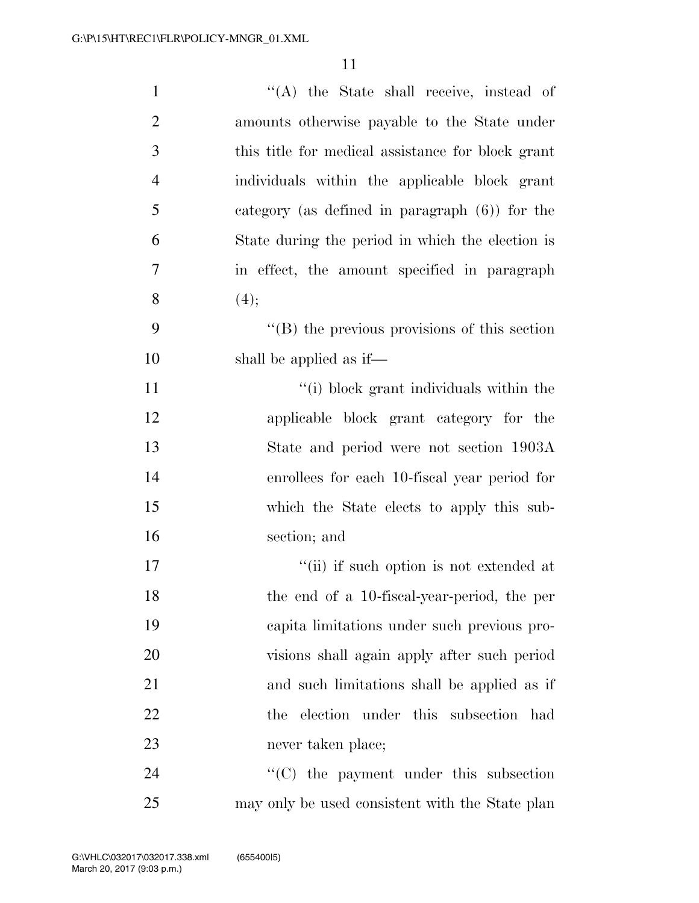''(A) the State shall receive, instead of amounts otherwise payable to the State under this title for medical assistance for block grant individuals within the applicable block grant category (as defined in paragraph (6)) for the State during the period in which the election is in effect, the amount specified in paragraph (4);

''(B) the previous provisions of this section shall be applied as if—

''(i) block grant individuals within the applicable block grant category for the State and period were not section 1903A enrollees for each 10-fiscal year period for which the State elects to apply this subsection; and

''(ii) if such option is not extended at the end of a 10-fiscal-year-period, the per capita limitations under such previous provisions shall again apply after such period and such limitations shall be applied as if the election under this subsection had never taken place;

''(C) the payment under this subsection may only be used consistent with the State plan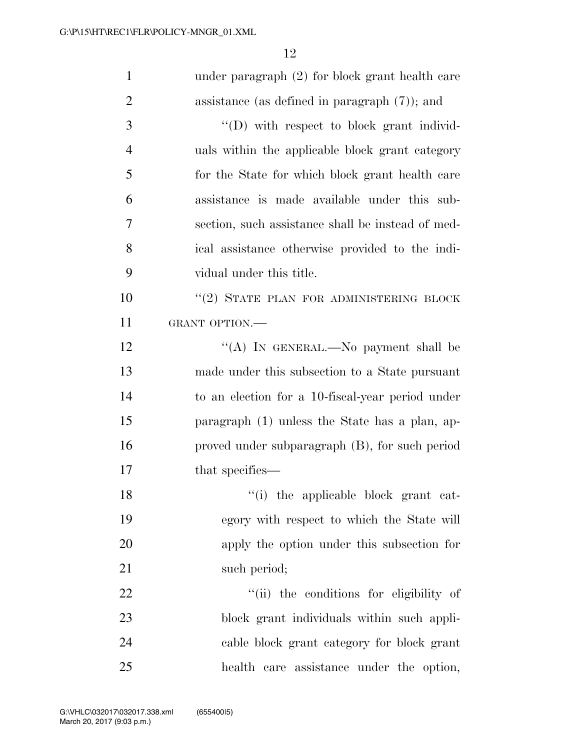under paragraph (2) for block grant health care assistance (as defined in paragraph (7)); and

''(D) with respect to block grant individuals within the applicable block grant category for the State for which block grant health care assistance is made available under this subsection, such assistance shall be instead of medical assistance otherwise provided to the individual under this title.

''(2) STATE PLAN FOR ADMINISTERING BLOCK GRANT OPTION.—

''(A) IN GENERAL.—No payment shall be made under this subsection to a State pursuant to an election for a 10-fiscal-year period under paragraph (1) unless the State has a plan, approved under subparagraph (B), for such period that specifies—

''(i) the applicable block grant category with respect to which the State will apply the option under this subsection for such period;

''(ii) the conditions for eligibility of block grant individuals within such applicable block grant category for block grant health care assistance under the option,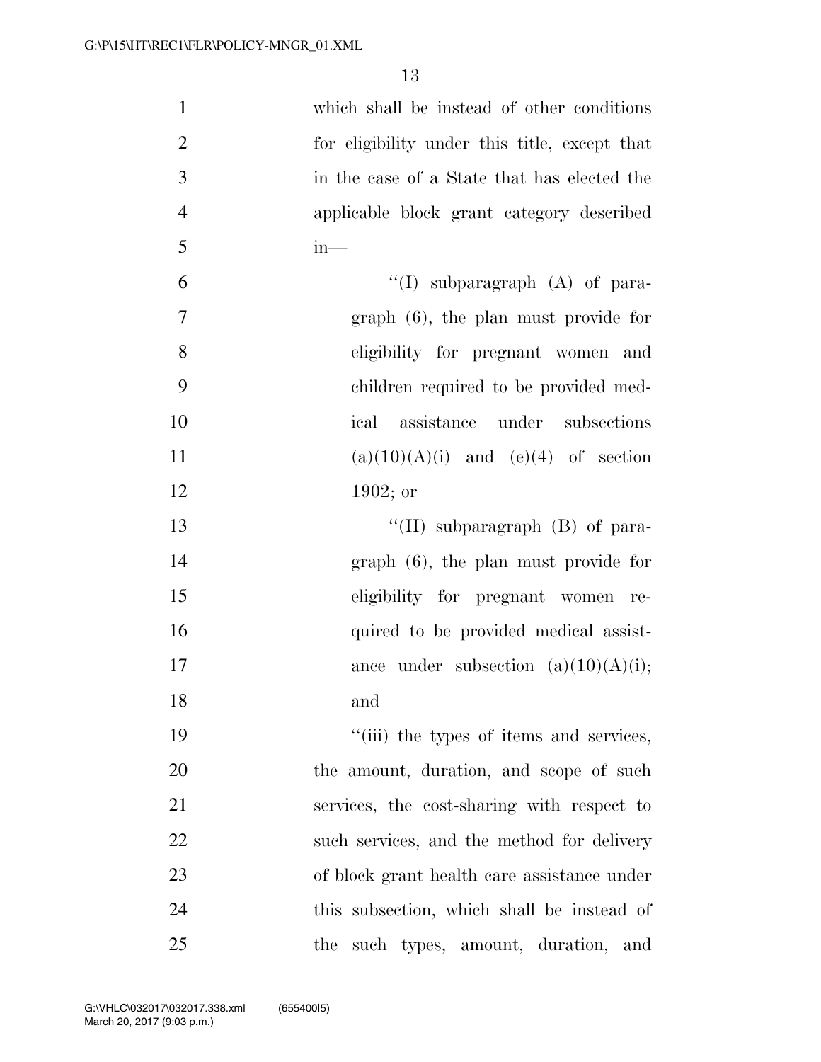which shall be instead of other conditions for eligibility under this title, except that in the case of a State that has elected the applicable block grant category described in—

"(I) subparagraph (A) of paragraph (6), the plan must provide for eligibility for pregnant women and children required to be provided medical assistance under subsections (a)(10)(A)(i) and (e)(4) of section 1902; or

"(II) subparagraph (B) of paragraph (6), the plan must provide for eligibility for pregnant women required to be provided medical assistance under subsection (a)(10)(A)(i); and

"(iii) the types of items and services, the amount, duration, and scope of such services, the cost-sharing with respect to such services, and the method for delivery of block grant health care assistance under this subsection, which shall be instead of the such types, amount, duration, and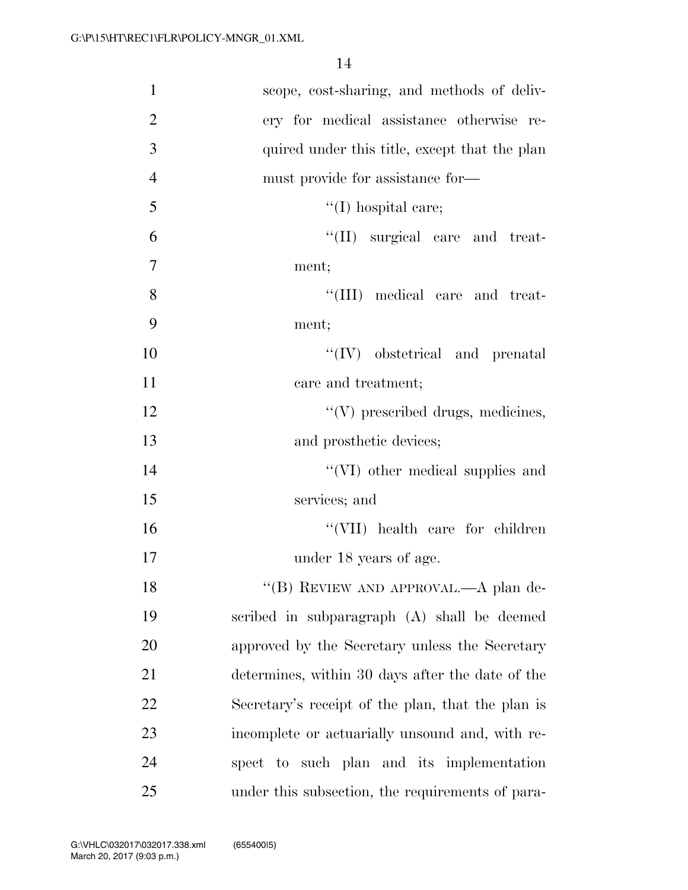scope, cost-sharing, and methods of delivery for medical assistance otherwise required under this title, except that the plan must provide for assistance for—

''(I) hospital care;

''(II) surgical care and treatment;

''(III) medical care and treatment;

''(IV) obstetrical and prenatal care and treatment;

''(V) prescribed drugs, medicines, and prosthetic devices;

''(VI) other medical supplies and services; and

''(VII) health care for children under 18 years of age.

''(B) REVIEW AND APPROVAL.—A plan described in subparagraph (A) shall be deemed approved by the Secretary unless the Secretary determines, within 30 days after the date of the Secretary's receipt of the plan, that the plan is incomplete or actuarially unsound and, with respect to such plan and its implementation under this subsection, the requirements of para-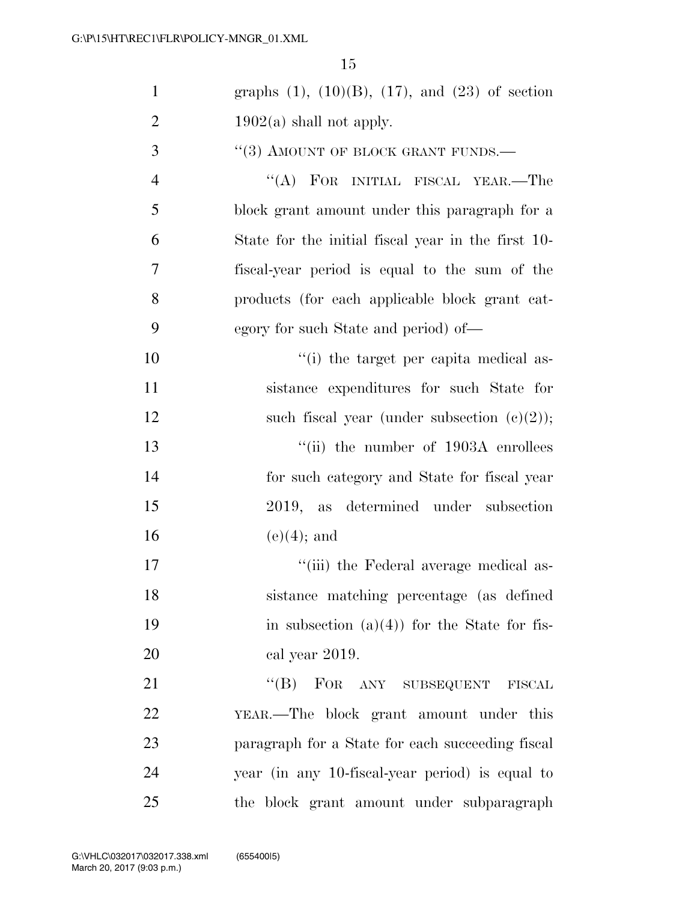graphs (1), (10)(B), (17), and (23) of section 1902(a) shall not apply.

"(3) AMOUNT OF BLOCK GRANT FUNDS.—

"(A) FOR INITIAL FISCAL YEAR.—The block grant amount under this paragraph for a State for the initial fiscal year in the first 10-fiscal-year period is equal to the sum of the products (for each applicable block grant category for such State and period) of—

"(i) the target per capita medical assistance expenditures for such State for such fiscal year (under subsection (c)(2));

"(ii) the number of 1903A enrollees for such category and State for fiscal year 2019, as determined under subsection (e)(4); and

"(iii) the Federal average medical assistance matching percentage (as defined in subsection (a)(4)) for the State for fiscal year 2019.

"(B) FOR ANY SUBSEQUENT FISCAL YEAR.—The block grant amount under this paragraph for a State for each succeeding fiscal year (in any 10-fiscal-year period) is equal to the block grant amount under subparagraph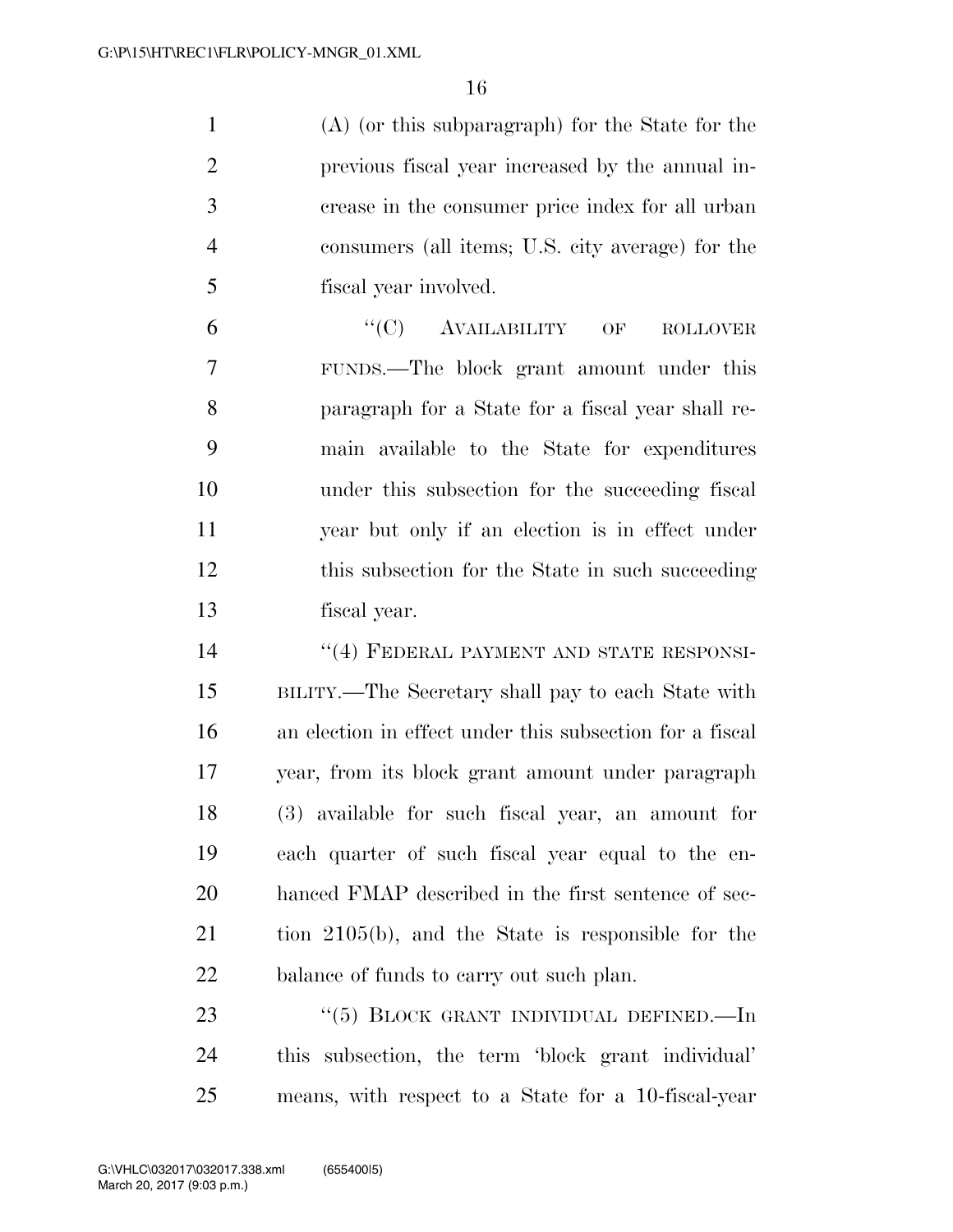(A) (or this subparagraph) for the State for the previous fiscal year increased by the annual increase in the consumer price index for all urban consumers (all items; U.S. city average) for the fiscal year involved.

"(C) AVAILABILITY OF ROLLOVER FUNDS.—The block grant amount under this paragraph for a State for a fiscal year shall remain available to the State for expenditures under this subsection for the succeeding fiscal year but only if an election is in effect under this subsection for the State in such succeeding fiscal year.

"(4) FEDERAL PAYMENT AND STATE RESPONSIBILITY.—The Secretary shall pay to each State with an election in effect under this subsection for a fiscal year, from its block grant amount under paragraph (3) available for such fiscal year, an amount for each quarter of such fiscal year equal to the enhanced FMAP described in the first sentence of section 2105(b), and the State is responsible for the balance of funds to carry out such plan.

"(5) BLOCK GRANT INDIVIDUAL DEFINED.—In this subsection, the term 'block grant individual' means, with respect to a State for a 10-fiscal-year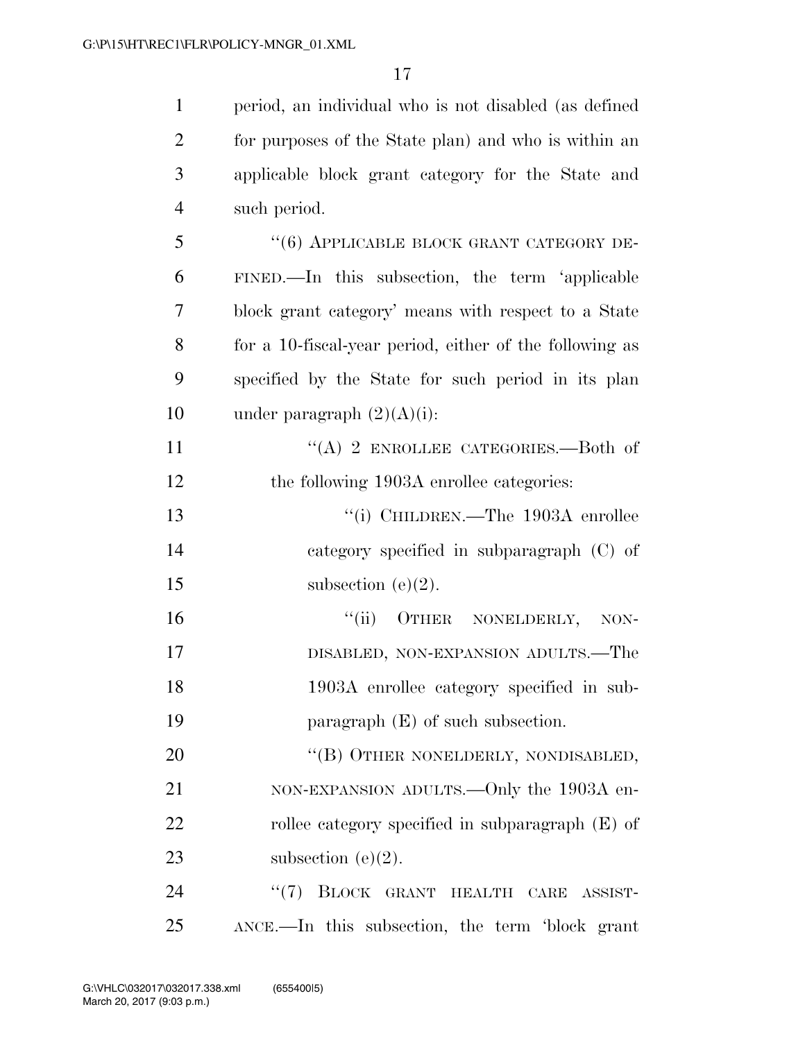period, an individual who is not disabled (as defined for purposes of the State plan) and who is within an applicable block grant category for the State and such period.

"(6) APPLICABLE BLOCK GRANT CATEGORY DEFINED.—In this subsection, the term 'applicable block grant category' means with respect to a State for a 10-fiscal-year period, either of the following as specified by the State for such period in its plan under paragraph (2)(A)(i):

"(A) 2 ENROLLEE CATEGORIES.—Both of the following 1903A enrollee categories:

"(i) CHILDREN.—The 1903A enrollee category specified in subparagraph (C) of subsection (e)(2).

"(ii) OTHER NONELDERLY, NON-DISABLED, NON-EXPANSION ADULTS.—The 1903A enrollee category specified in subparagraph (E) of such subsection.

"(B) OTHER NONELDERLY, NONDISABLED, NON-EXPANSION ADULTS.—Only the 1903A enrollee category specified in subparagraph (E) of subsection (e)(2).

"(7) BLOCK GRANT HEALTH CARE ASSISTANCE.—In this subsection, the term 'block grant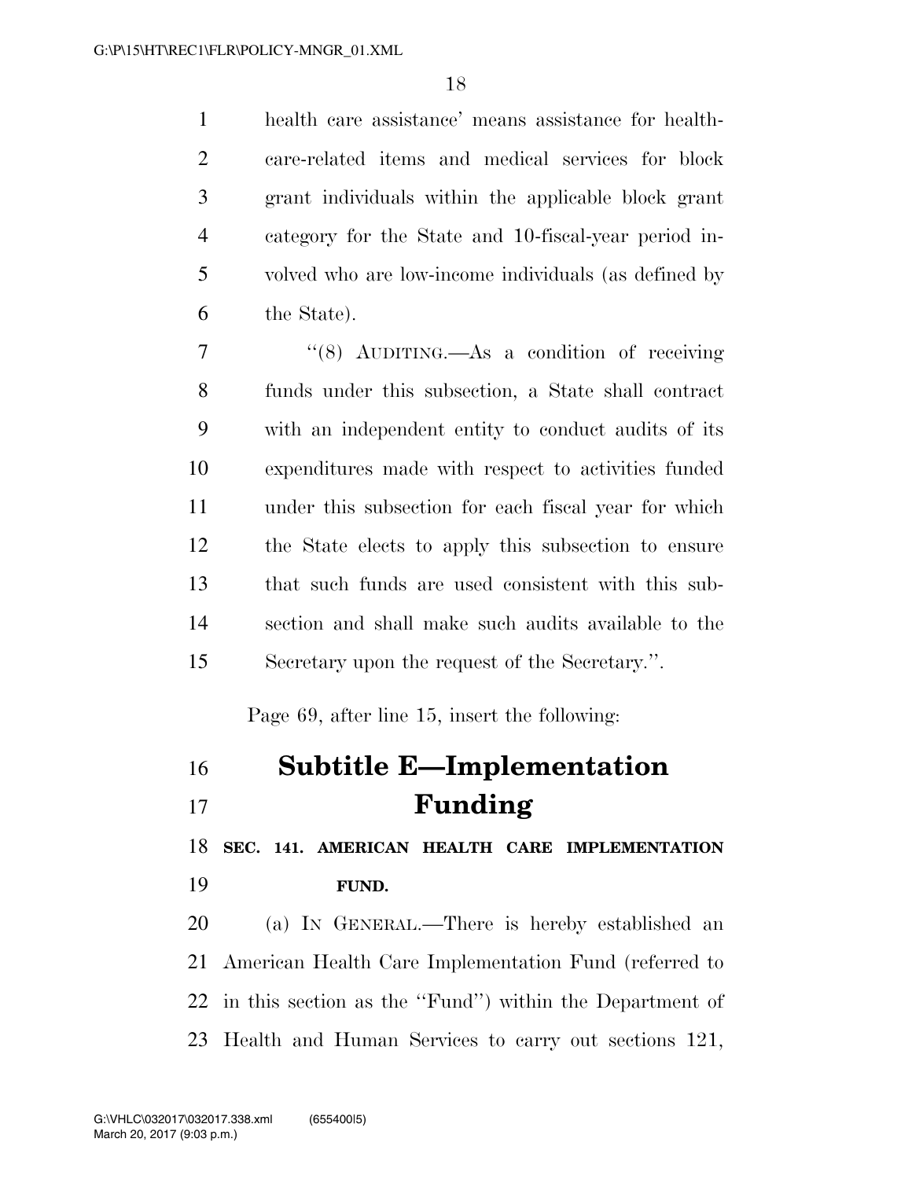health care assistance' means assistance for health-care-related items and medical services for block grant individuals within the applicable block grant category for the State and 10-fiscal-year period involved who are low-income individuals (as defined by the State).

"(8) AUDITING.—As a condition of receiving funds under this subsection, a State shall contract with an independent entity to conduct audits of its expenditures made with respect to activities funded under this subsection for each fiscal year for which the State elects to apply this subsection to ensure that such funds are used consistent with this subsection and shall make such audits available to the Secretary upon the request of the Secretary.".

Page 69, after line 15, insert the following:

## Subtitle E—Implementation Funding

**SEC. 141. AMERICAN HEALTH CARE IMPLEMENTATION FUND.**

(a) IN GENERAL.—There is hereby established an American Health Care Implementation Fund (referred to in this section as the "Fund") within the Department of Health and Human Services to carry out sections 121,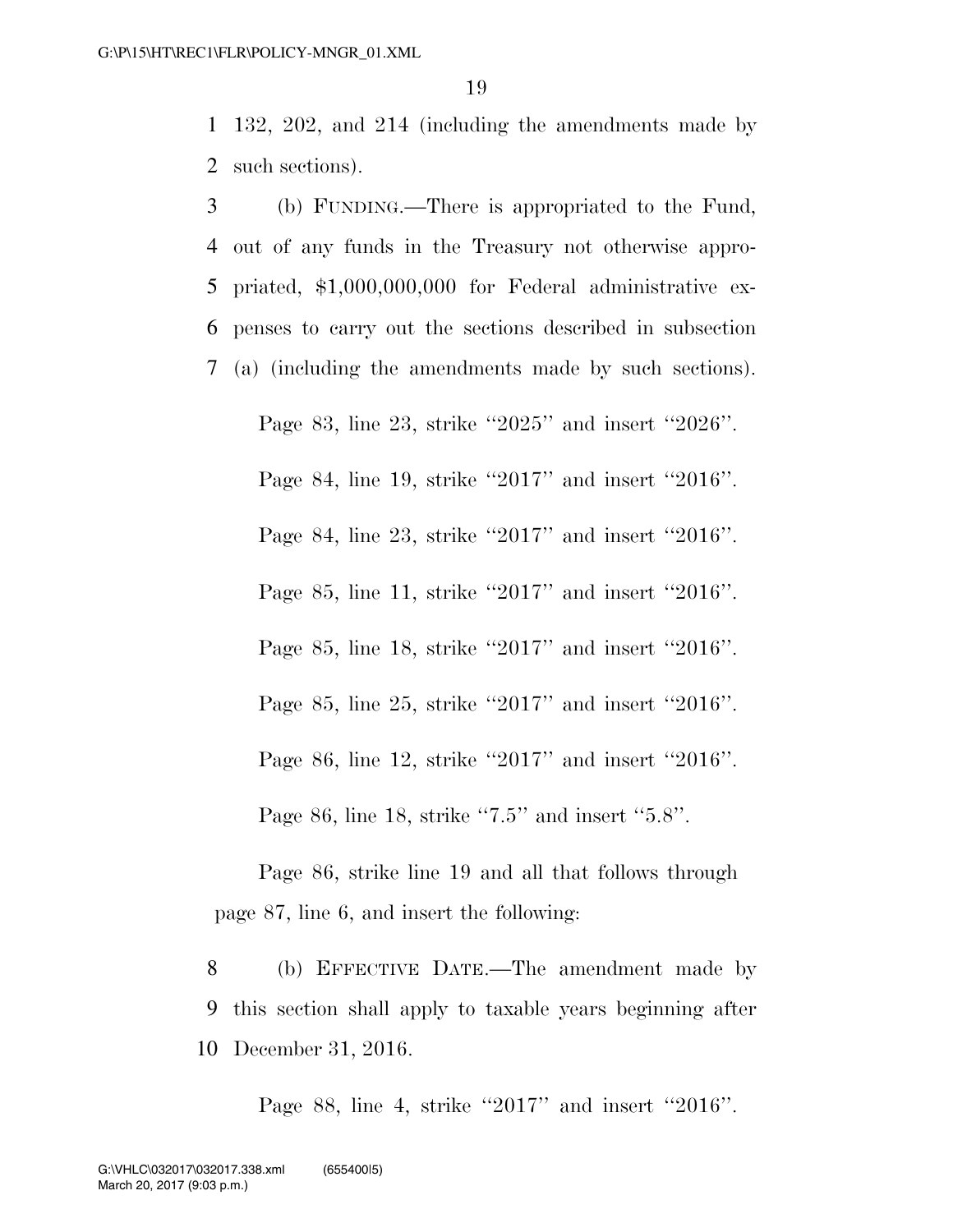132, 202, and 214 (including the amendments made by such sections).

(b) FUNDING.—There is appropriated to the Fund, out of any funds in the Treasury not otherwise appropriated, $1,000,000,000 for Federal administrative expenses to carry out the sections described in subsection (a) (including the amendments made by such sections).

Page 83, line 23, strike ''2025'' and insert ''2026''.

Page 84, line 19, strike ''2017'' and insert ''2016''.

Page 84, line 23, strike ''2017'' and insert ''2016''.

Page 85, line 11, strike ''2017'' and insert ''2016''.

Page 85, line 18, strike ''2017'' and insert ''2016''.

Page 85, line 25, strike ''2017'' and insert ''2016''.

Page 86, line 12, strike ''2017'' and insert ''2016''.

Page 86, line 18, strike ''7.5'' and insert ''5.8''.

Page 86, strike line 19 and all that follows through page 87, line 6, and insert the following:

(b) EFFECTIVE DATE.—The amendment made by this section shall apply to taxable years beginning after December 31, 2016.

Page 88, line 4, strike ''2017'' and insert ''2016''.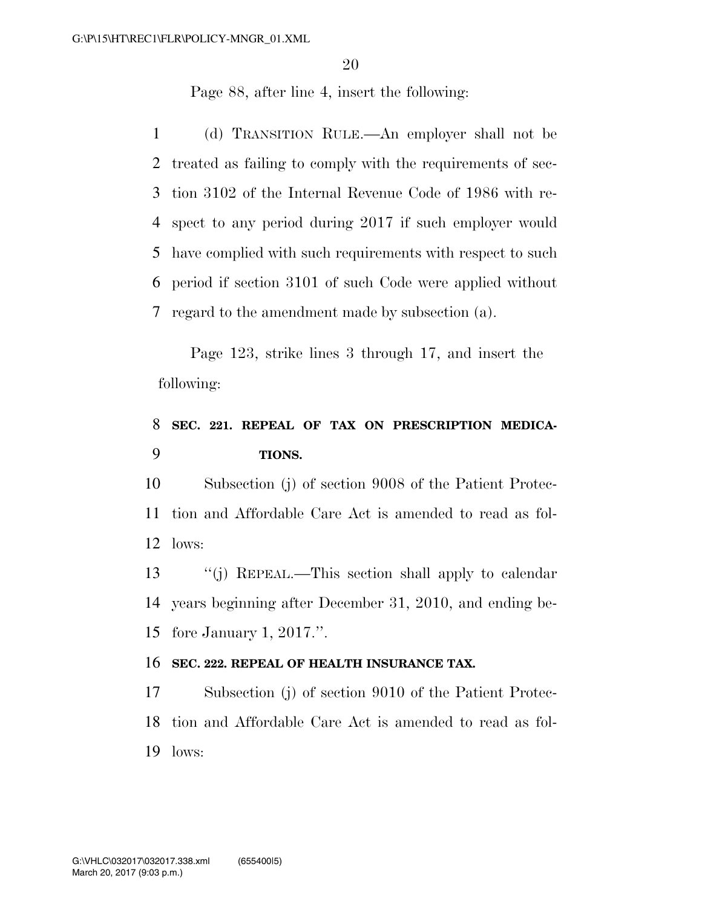Page 88, after line 4, insert the following:

(d) TRANSITION RULE.—An employer shall not be treated as failing to comply with the requirements of section 3102 of the Internal Revenue Code of 1986 with respect to any period during 2017 if such employer would have complied with such requirements with respect to such period if section 3101 of such Code were applied without regard to the amendment made by subsection (a).

Page 123, strike lines 3 through 17, and insert the following:

**SEC. 221. REPEAL OF TAX ON PRESCRIPTION MEDICATIONS.**

Subsection (j) of section 9008 of the Patient Protection and Affordable Care Act is amended to read as follows:

''(j) REPEAL.—This section shall apply to calendar years beginning after December 31, 2010, and ending before January 1, 2017.''.

**SEC. 222. REPEAL OF HEALTH INSURANCE TAX.**

Subsection (j) of section 9010 of the Patient Protection and Affordable Care Act is amended to read as follows: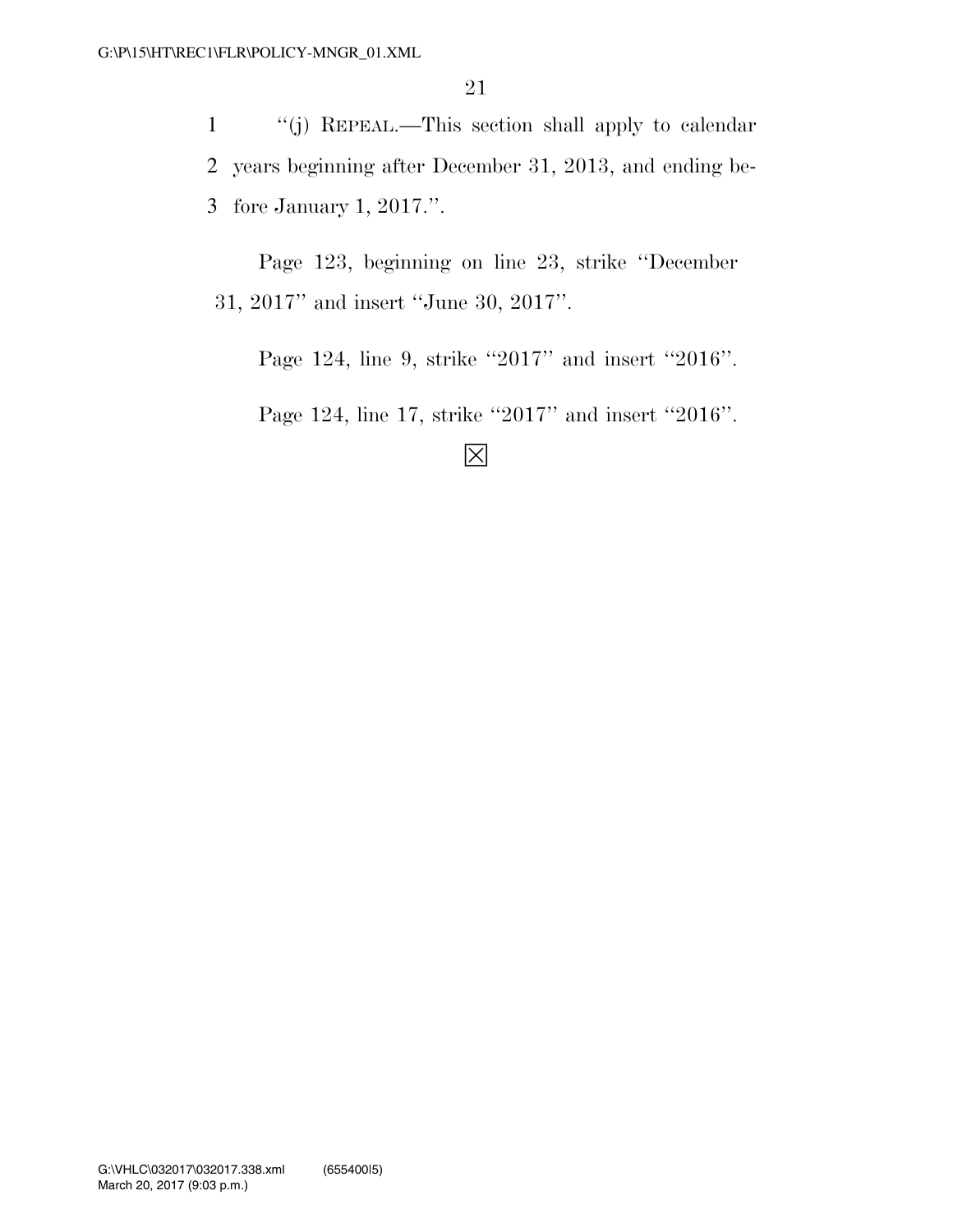1 ''(j) REPEAL.—This section shall apply to calendar
2 years beginning after December 31, 2013, and ending be-
3 fore January 1, 2017.''.

Page 123, beginning on line 23, strike ''December 31, 2017'' and insert ''June 30, 2017''.

Page 124, line 9, strike ''2017'' and insert ''2016''.

Page 124, line 17, strike ''2017'' and insert ''2016''.

☒